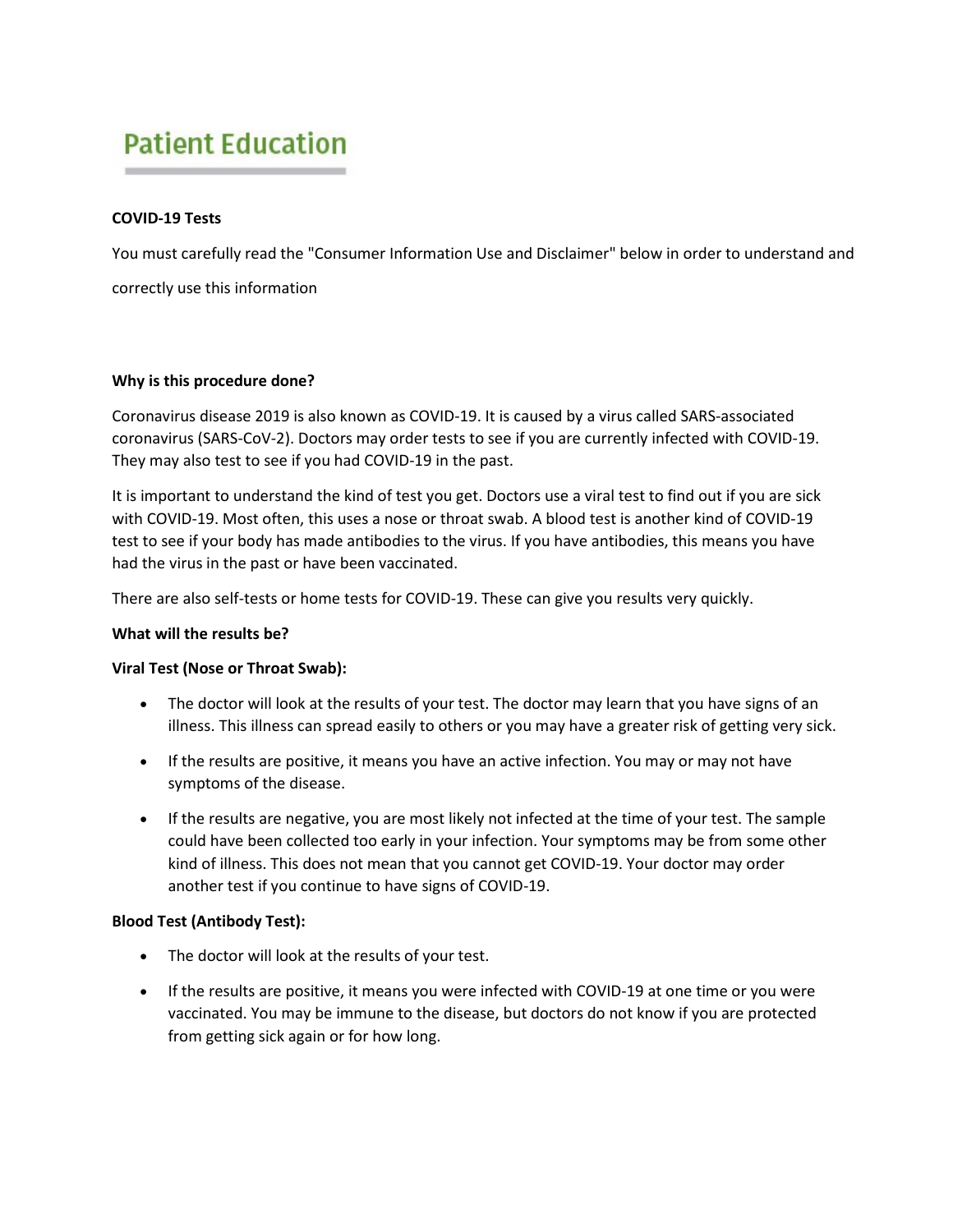# Patient Education

**COVID-19 Tests**

You must carefully read the "Consumer Information Use and Disclaimer" below in order to understand and correctly use this information

**Why is this procedure done?**

Coronavirus disease 2019 is also known as COVID-19. It is caused by a virus called SARS-associated coronavirus (SARS-CoV-2). Doctors may order tests to see if you are currently infected with COVID-19. They may also test to see if you had COVID-19 in the past.

It is important to understand the kind of test you get. Doctors use a viral test to find out if you are sick with COVID-19. Most often, this uses a nose or throat swab. A blood test is another kind of COVID-19 test to see if your body has made antibodies to the virus. If you have antibodies, this means you have had the virus in the past or have been vaccinated.

There are also self-tests or home tests for COVID-19. These can give you results very quickly.

**What will the results be?**

**Viral Test (Nose or Throat Swab):**

- The doctor will look at the results of your test. The doctor may learn that you have signs of an illness. This illness can spread easily to others or you may have a greater risk of getting very sick.
- If the results are positive, it means you have an active infection. You may or may not have symptoms of the disease.
- If the results are negative, you are most likely not infected at the time of your test. The sample could have been collected too early in your infection. Your symptoms may be from some other kind of illness. This does not mean that you cannot get COVID-19. Your doctor may order another test if you continue to have signs of COVID-19.

**Blood Test (Antibody Test):**

- The doctor will look at the results of your test.
- If the results are positive, it means you were infected with COVID-19 at one time or you were vaccinated. You may be immune to the disease, but doctors do not know if you are protected from getting sick again or for how long.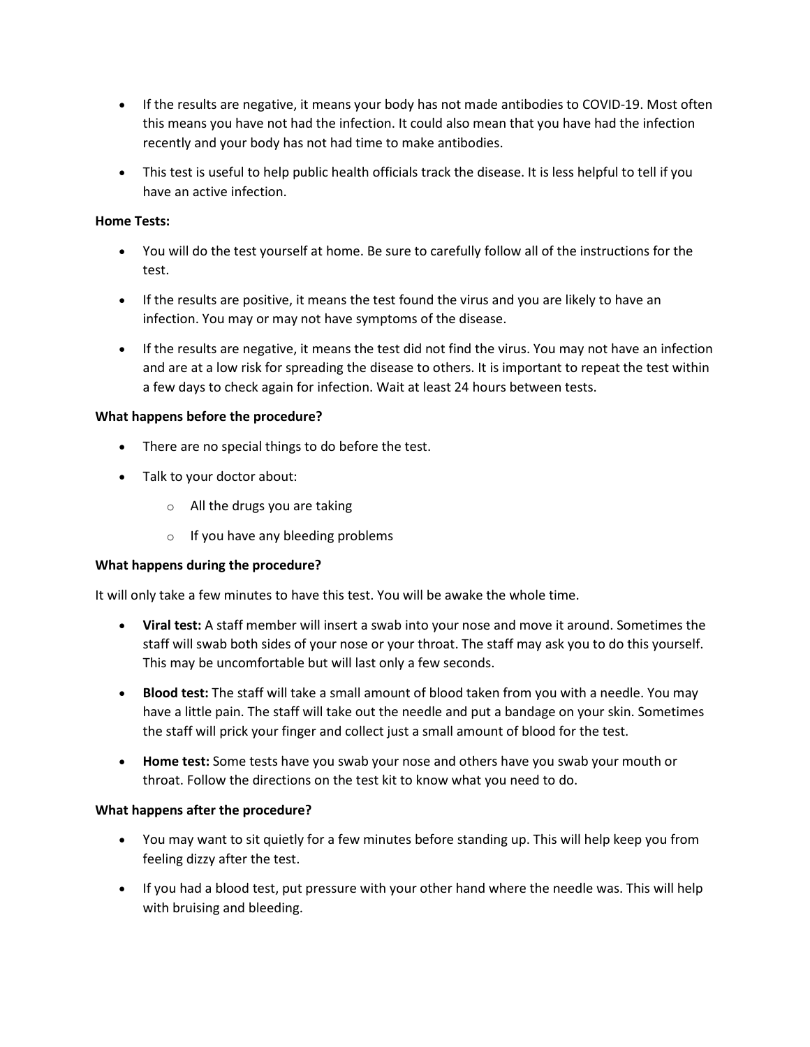- If the results are negative, it means your body has not made antibodies to COVID-19. Most often this means you have not had the infection. It could also mean that you have had the infection recently and your body has not had time to make antibodies.
- This test is useful to help public health officials track the disease. It is less helpful to tell if you have an active infection.

**Home Tests:**

- You will do the test yourself at home. Be sure to carefully follow all of the instructions for the test.
- If the results are positive, it means the test found the virus and you are likely to have an infection. You may or may not have symptoms of the disease.
- If the results are negative, it means the test did not find the virus. You may not have an infection and are at a low risk for spreading the disease to others. It is important to repeat the test within a few days to check again for infection. Wait at least 24 hours between tests.

**What happens before the procedure?**

- There are no special things to do before the test.
- Talk to your doctor about:
  - All the drugs you are taking
  - If you have any bleeding problems

**What happens during the procedure?**

It will only take a few minutes to have this test. You will be awake the whole time.

- **Viral test:** A staff member will insert a swab into your nose and move it around. Sometimes the staff will swab both sides of your nose or your throat. The staff may ask you to do this yourself. This may be uncomfortable but will last only a few seconds.
- **Blood test:** The staff will take a small amount of blood taken from you with a needle. You may have a little pain. The staff will take out the needle and put a bandage on your skin. Sometimes the staff will prick your finger and collect just a small amount of blood for the test.
- **Home test:** Some tests have you swab your nose and others have you swab your mouth or throat. Follow the directions on the test kit to know what you need to do.

**What happens after the procedure?**

- You may want to sit quietly for a few minutes before standing up. This will help keep you from feeling dizzy after the test.
- If you had a blood test, put pressure with your other hand where the needle was. This will help with bruising and bleeding.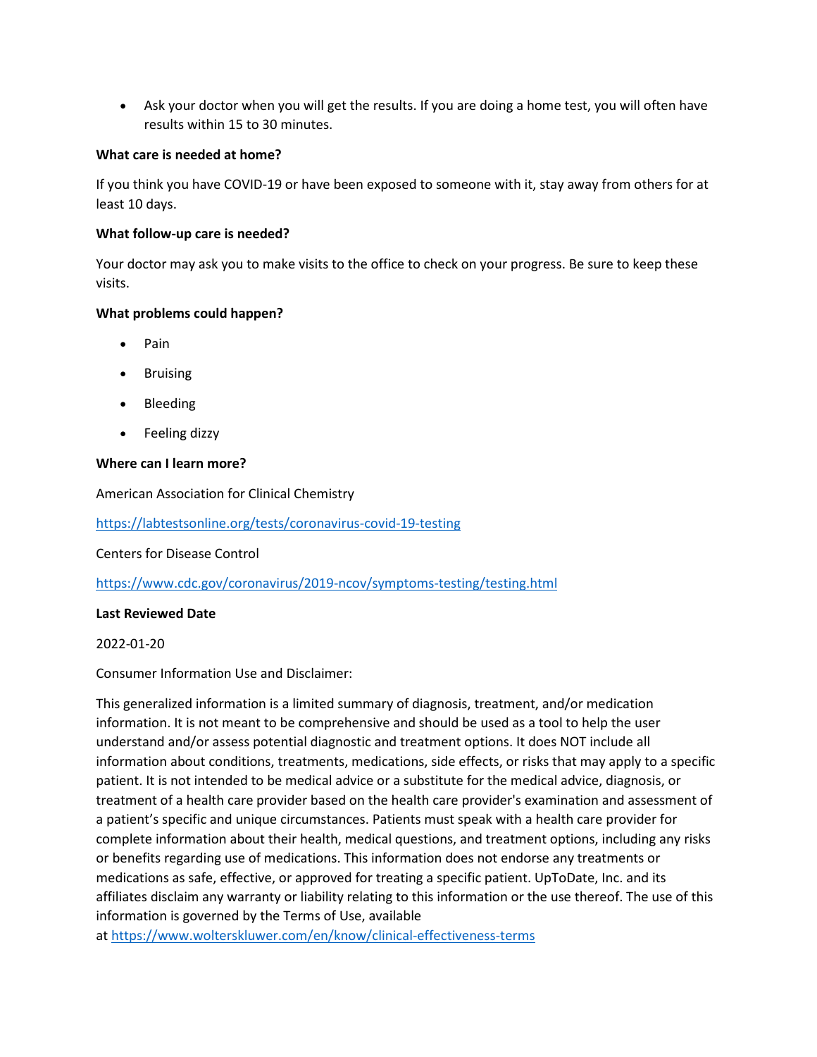- Ask your doctor when you will get the results. If you are doing a home test, you will often have results within 15 to 30 minutes.

**What care is needed at home?**

If you think you have COVID-19 or have been exposed to someone with it, stay away from others for at least 10 days.

**What follow-up care is needed?**

Your doctor may ask you to make visits to the office to check on your progress. Be sure to keep these visits.

**What problems could happen?**

- Pain
- Bruising
- Bleeding
- Feeling dizzy

**Where can I learn more?**

American Association for Clinical Chemistry

https://labtestsonline.org/tests/coronavirus-covid-19-testing

Centers for Disease Control

https://www.cdc.gov/coronavirus/2019-ncov/symptoms-testing/testing.html

**Last Reviewed Date**

2022-01-20

Consumer Information Use and Disclaimer:

This generalized information is a limited summary of diagnosis, treatment, and/or medication information. It is not meant to be comprehensive and should be used as a tool to help the user understand and/or assess potential diagnostic and treatment options. It does NOT include all information about conditions, treatments, medications, side effects, or risks that may apply to a specific patient. It is not intended to be medical advice or a substitute for the medical advice, diagnosis, or treatment of a health care provider based on the health care provider's examination and assessment of a patient's specific and unique circumstances. Patients must speak with a health care provider for complete information about their health, medical questions, and treatment options, including any risks or benefits regarding use of medications. This information does not endorse any treatments or medications as safe, effective, or approved for treating a specific patient. UpToDate, Inc. and its affiliates disclaim any warranty or liability relating to this information or the use thereof. The use of this information is governed by the Terms of Use, available at https://www.wolterskluwer.com/en/know/clinical-effectiveness-terms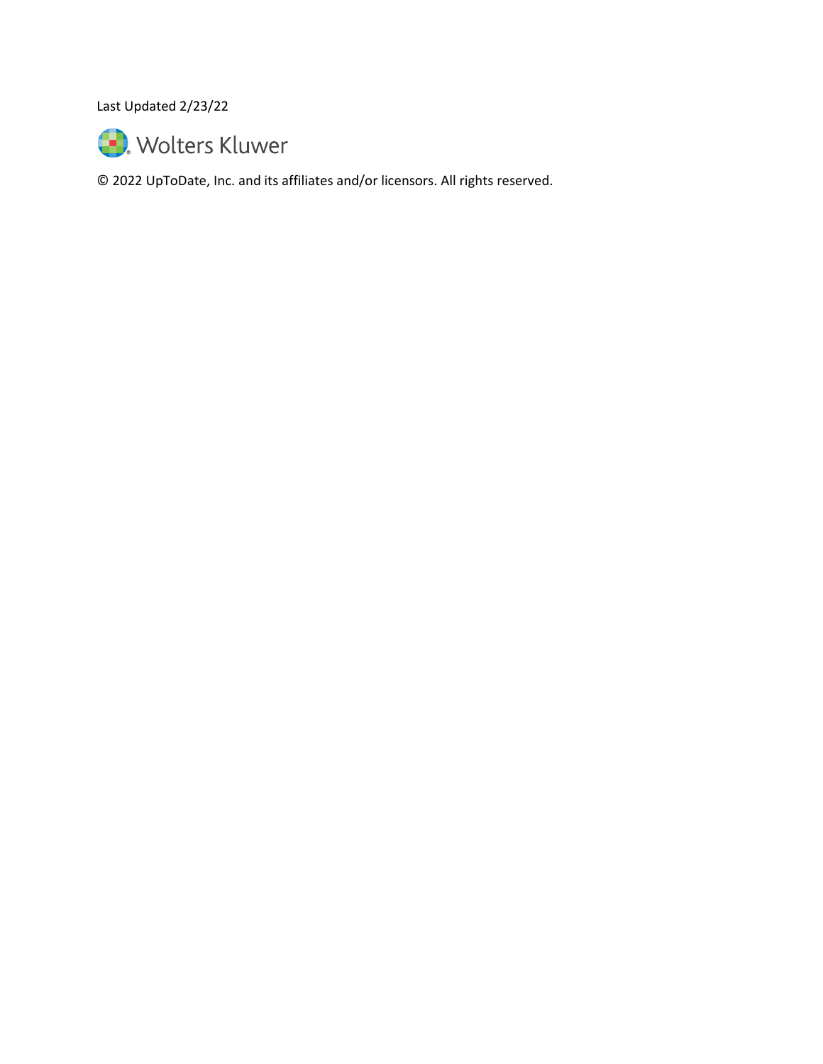Last Updated 2/23/22

Wolters Kluwer

© 2022 UpToDate, Inc. and its affiliates and/or licensors. All rights reserved.